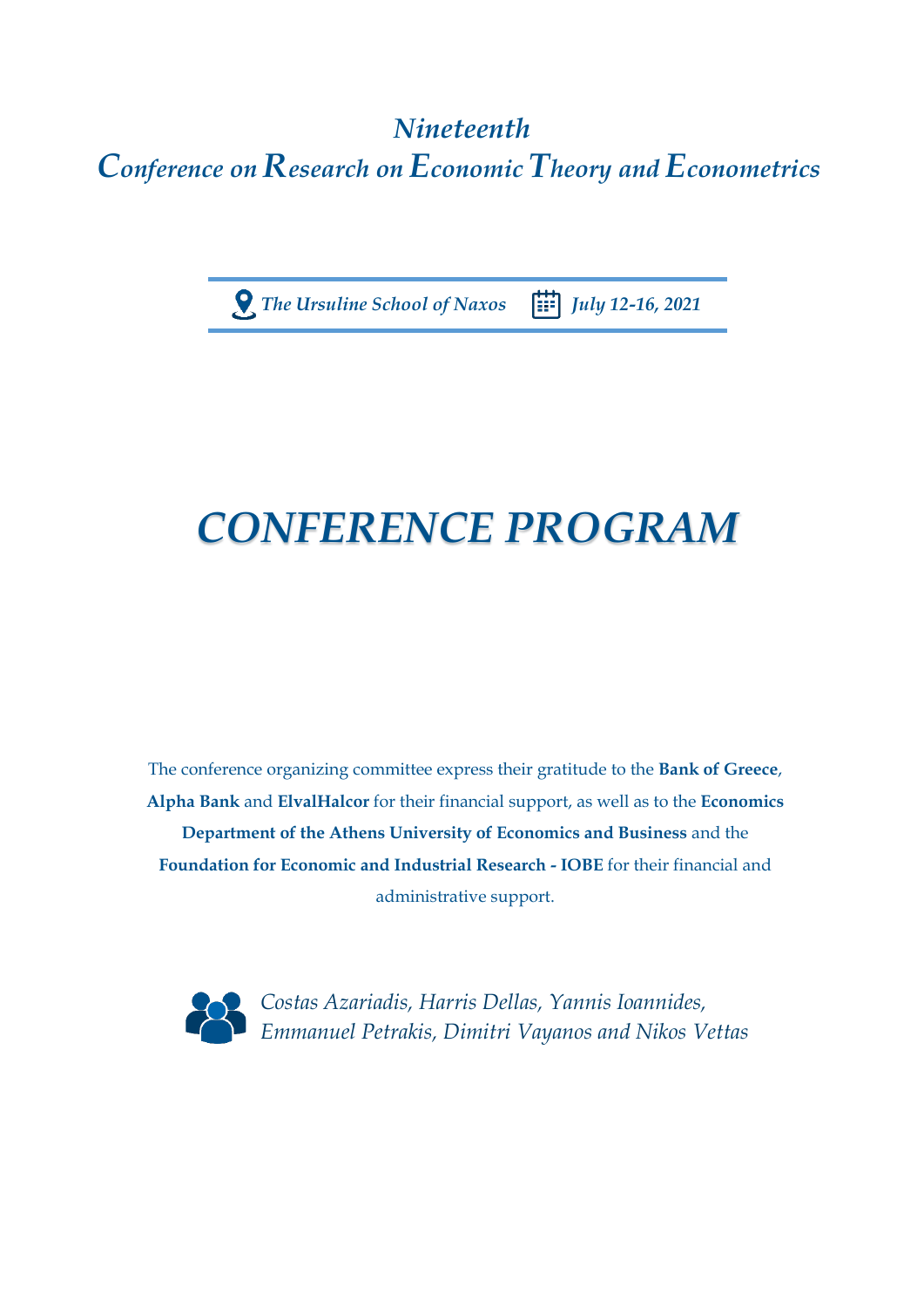# *Nineteenth*
# *Conference on Research on Economic Theory and Econometrics*

***The Ursuline School of Naxos*** ***July 12-16, 2021***

# *CONFERENCE PROGRAM*

The conference organizing committee express their gratitude to the **Bank of Greece**, **Alpha Bank** and **ElvalHalcor** for their financial support, as well as to the **Economics Department of the Athens University of Economics and Business** and the **Foundation for Economic and Industrial Research - IOBE** for their financial and administrative support.

*Costas Azariadis, Harris Dellas, Yannis Ioannides, Emmanuel Petrakis, Dimitri Vayanos and Nikos Vettas*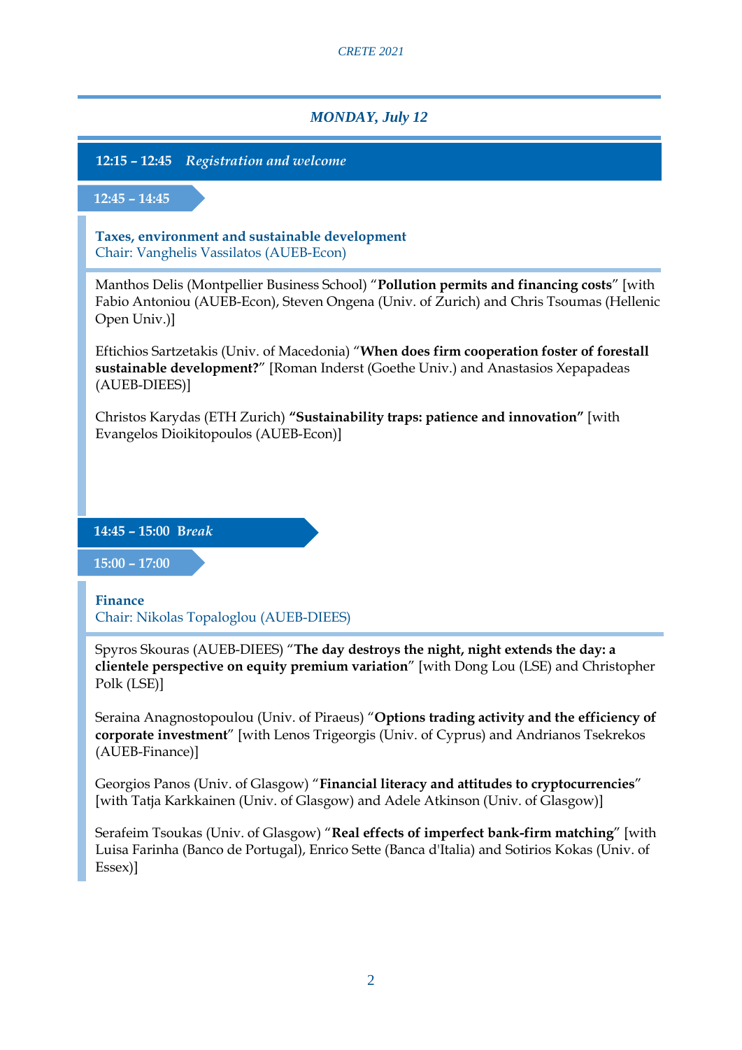## *MONDAY, July 12*

**12:15 – 12:45** *Registration and welcome*

**12:45 – 14:45**

### Taxes, environment and sustainable development
Chair: Vanghelis Vassilatos (AUEB-Econ)

Manthos Delis (Montpellier Business School) "**Pollution permits and financing costs**" [with Fabio Antoniou (AUEB-Econ), Steven Ongena (Univ. of Zurich) and Chris Tsoumas (Hellenic Open Univ.)]

Eftichios Sartzetakis (Univ. of Macedonia) "**When does firm cooperation foster of forestall sustainable development?**" [Roman Inderst (Goethe Univ.) and Anastasios Xepapadeas (AUEB-DIEES)]

Christos Karydas (ETH Zurich) **"Sustainability traps: patience and innovation"** [with Evangelos Dioikitopoulos (AUEB-Econ)]

**14:45 – 15:00** *Break*

**15:00 – 17:00**

### Finance
Chair: Nikolas Topaloglou (AUEB-DIEES)

Spyros Skouras (AUEB-DIEES) "**The day destroys the night, night extends the day: a clientele perspective on equity premium variation**" [with Dong Lou (LSE) and Christopher Polk (LSE)]

Seraina Anagnostopoulou (Univ. of Piraeus) "**Options trading activity and the efficiency of corporate investment**" [with Lenos Trigeorgis (Univ. of Cyprus) and Andrianos Tsekrekos (AUEB-Finance)]

Georgios Panos (Univ. of Glasgow) "**Financial literacy and attitudes to cryptocurrencies**" [with Tatja Karkkainen (Univ. of Glasgow) and Adele Atkinson (Univ. of Glasgow)]

Serafeim Tsoukas (Univ. of Glasgow) "**Real effects of imperfect bank-firm matching**" [with Luisa Farinha (Banco de Portugal), Enrico Sette (Banca d'Italia) and Sotirios Kokas (Univ. of Essex)]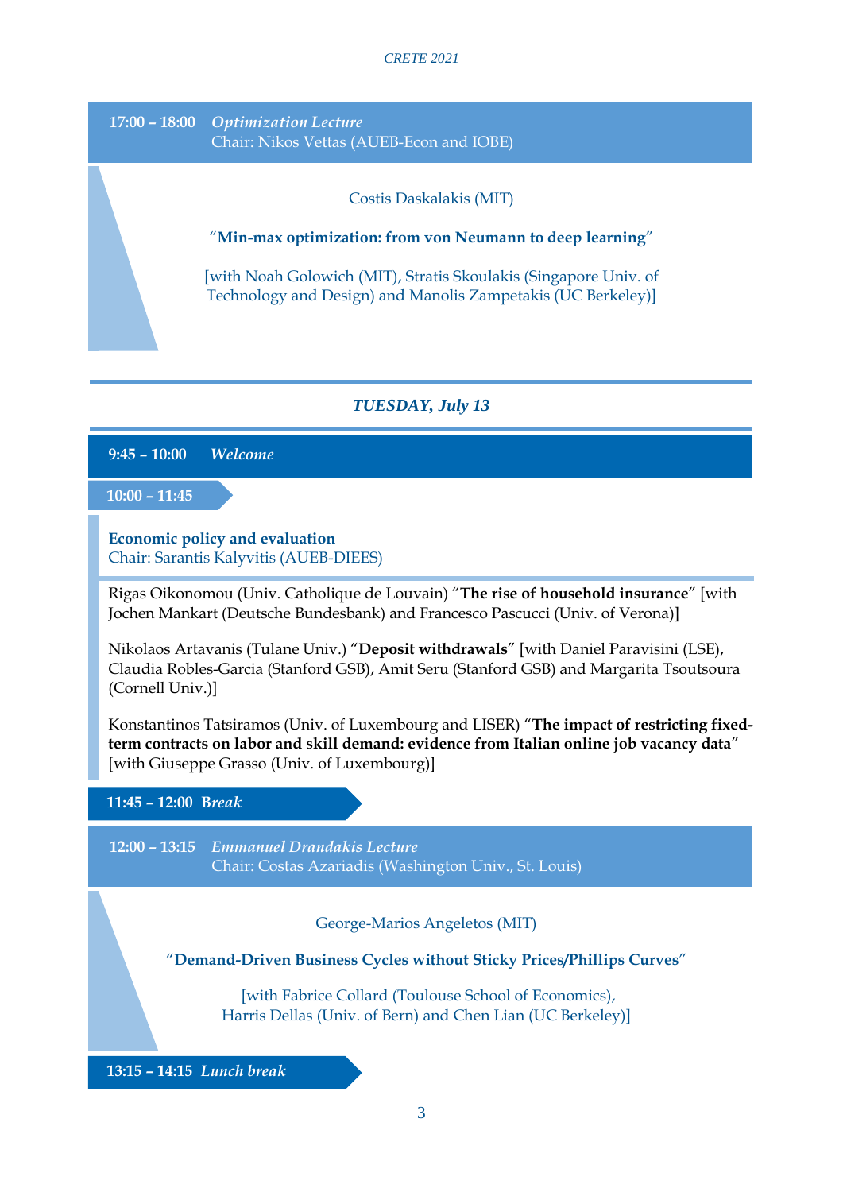**17:00 – 18:00** *Optimization Lecture*
Chair: Nikos Vettas (AUEB-Econ and IOBE)

Costis Daskalakis (MIT)

"**Min-max optimization: from von Neumann to deep learning**"

[with Noah Golowich (MIT), Stratis Skoulakis (Singapore Univ. of Technology and Design) and Manolis Zampetakis (UC Berkeley)]

## *TUESDAY, July 13*

**9:45 – 10:00** *Welcome*

**10:00 – 11:45**

**Economic policy and evaluation**
Chair: Sarantis Kalyvitis (AUEB-DIEES)

Rigas Oikonomou (Univ. Catholique de Louvain) "**The rise of household insurance**" [with Jochen Mankart (Deutsche Bundesbank) and Francesco Pascucci (Univ. of Verona)]

Nikolaos Artavanis (Tulane Univ.) "**Deposit withdrawals**" [with Daniel Paravisini (LSE), Claudia Robles-Garcia (Stanford GSB), Amit Seru (Stanford GSB) and Margarita Tsoutsoura (Cornell Univ.)]

Konstantinos Tatsiramos (Univ. of Luxembourg and LISER) "**The impact of restricting fixed-term contracts on labor and skill demand: evidence from Italian online job vacancy data**" [with Giuseppe Grasso (Univ. of Luxembourg)]

**11:45 – 12:00** *Break*

**12:00 – 13:15** *Emmanuel Drandakis Lecture*
Chair: Costas Azariadis (Washington Univ., St. Louis)

George-Marios Angeletos (MIT)

"**Demand-Driven Business Cycles without Sticky Prices/Phillips Curves**"

[with Fabrice Collard (Toulouse School of Economics), Harris Dellas (Univ. of Bern) and Chen Lian (UC Berkeley)]

**13:15 – 14:15** *Lunch break*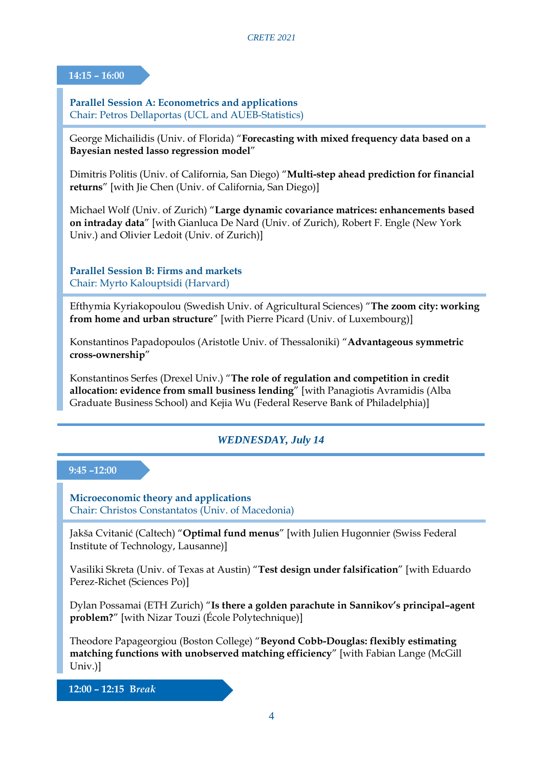**14:15 – 16:00**

### Parallel Session A: Econometrics and applications
Chair: Petros Dellaportas (UCL and AUEB-Statistics)

George Michailidis (Univ. of Florida) "**Forecasting with mixed frequency data based on a Bayesian nested lasso regression model**"

Dimitris Politis (Univ. of California, San Diego) "**Multi-step ahead prediction for financial returns**" [with Jie Chen (Univ. of California, San Diego)]

Michael Wolf (Univ. of Zurich) "**Large dynamic covariance matrices: enhancements based on intraday data**" [with Gianluca De Nard (Univ. of Zurich), Robert F. Engle (New York Univ.) and Olivier Ledoit (Univ. of Zurich)]

### Parallel Session B: Firms and markets
Chair: Myrto Kalouptsidi (Harvard)

Efthymia Kyriakopoulou (Swedish Univ. of Agricultural Sciences) "**The zoom city: working from home and urban structure**" [with Pierre Picard (Univ. of Luxembourg)]

Konstantinos Papadopoulos (Aristotle Univ. of Thessaloniki) "**Advantageous symmetric cross-ownership**"

Konstantinos Serfes (Drexel Univ.) "**The role of regulation and competition in credit allocation: evidence from small business lending**" [with Panagiotis Avramidis (Alba Graduate Business School) and Kejia Wu (Federal Reserve Bank of Philadelphia)]

## *WEDNESDAY, July 14*

**9:45 –12:00**

### Microeconomic theory and applications
Chair: Christos Constantatos (Univ. of Macedonia)

Jakša Cvitanić (Caltech) "**Optimal fund menus**" [with Julien Hugonnier (Swiss Federal Institute of Technology, Lausanne)]

Vasiliki Skreta (Univ. of Texas at Austin) "**Test design under falsification**" [with Eduardo Perez-Richet (Sciences Po)]

Dylan Possamai (ETH Zurich) "**Is there a golden parachute in Sannikov's principal–agent problem?**" [with Nizar Touzi (École Polytechnique)]

Theodore Papageorgiou (Boston College) "**Beyond Cobb-Douglas: flexibly estimating matching functions with unobserved matching efficiency**" [with Fabian Lange (McGill Univ.)]

**12:00 – 12:15 B*reak***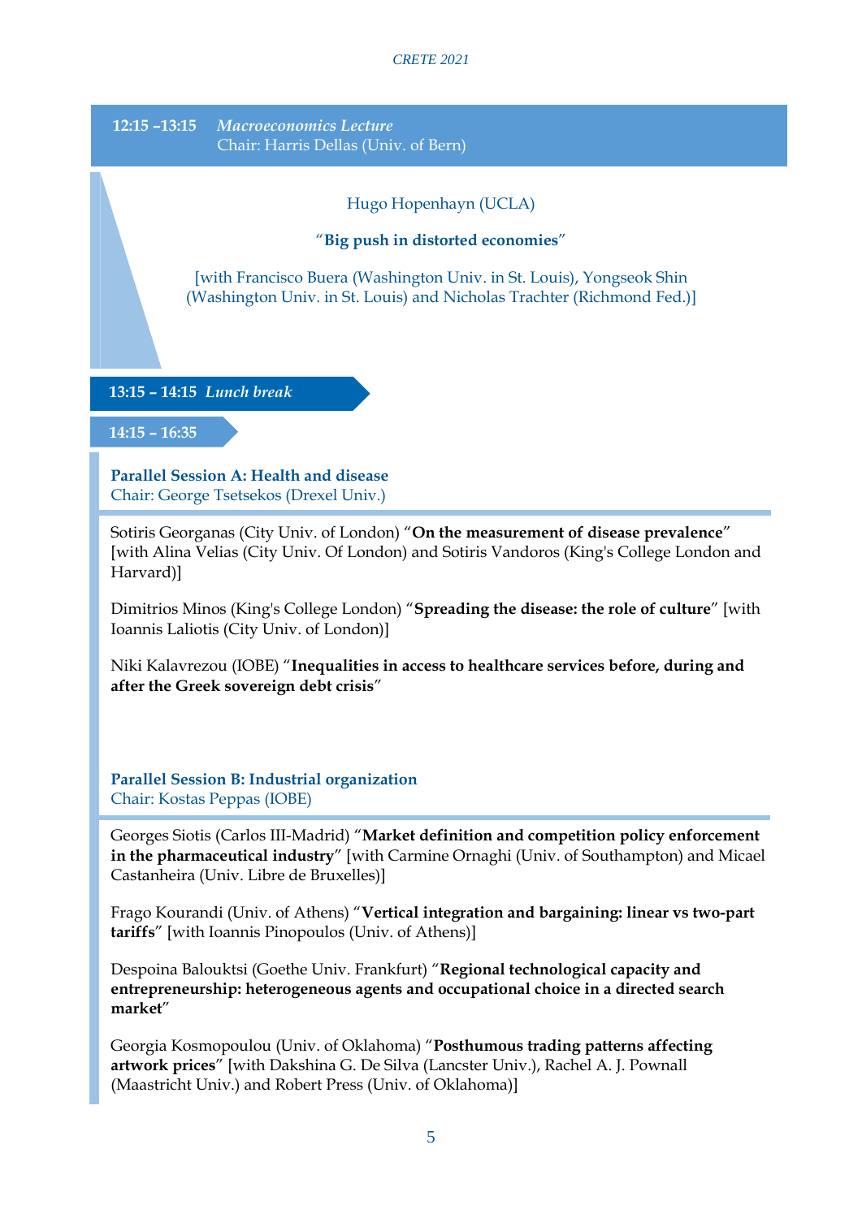**12:15 –13:15** *Macroeconomics Lecture*
Chair: Harris Dellas (Univ. of Bern)

Hugo Hopenhayn (UCLA)

"**Big push in distorted economies**"

[with Francisco Buera (Washington Univ. in St. Louis), Yongseok Shin (Washington Univ. in St. Louis) and Nicholas Trachter (Richmond Fed.)]

**13:15 – 14:15** *Lunch break*

**14:15 – 16:35**

**Parallel Session A: Health and disease**
Chair: George Tsetsekos (Drexel Univ.)

Sotiris Georganas (City Univ. of London) "**On the measurement of disease prevalence**" [with Alina Velias (City Univ. Of London) and Sotiris Vandoros (King's College London and Harvard)]

Dimitrios Minos (King's College London) "**Spreading the disease: the role of culture**" [with Ioannis Laliotis (City Univ. of London)]

Niki Kalavrezou (IOBE) "**Inequalities in access to healthcare services before, during and after the Greek sovereign debt crisis**"

**Parallel Session B: Industrial organization**
Chair: Kostas Peppas (IOBE)

Georges Siotis (Carlos III-Madrid) "**Market definition and competition policy enforcement in the pharmaceutical industry**" [with Carmine Ornaghi (Univ. of Southampton) and Micael Castanheira (Univ. Libre de Bruxelles)]

Frago Kourandi (Univ. of Athens) "**Vertical integration and bargaining: linear vs two-part tariffs**" [with Ioannis Pinopoulos (Univ. of Athens)]

Despoina Balouktsi (Goethe Univ. Frankfurt) "**Regional technological capacity and entrepreneurship: heterogeneous agents and occupational choice in a directed search market**"

Georgia Kosmopoulou (Univ. of Oklahoma) "**Posthumous trading patterns affecting artwork prices**" [with Dakshina G. De Silva (Lancster Univ.), Rachel A. J. Pownall (Maastricht Univ.) and Robert Press (Univ. of Oklahoma)]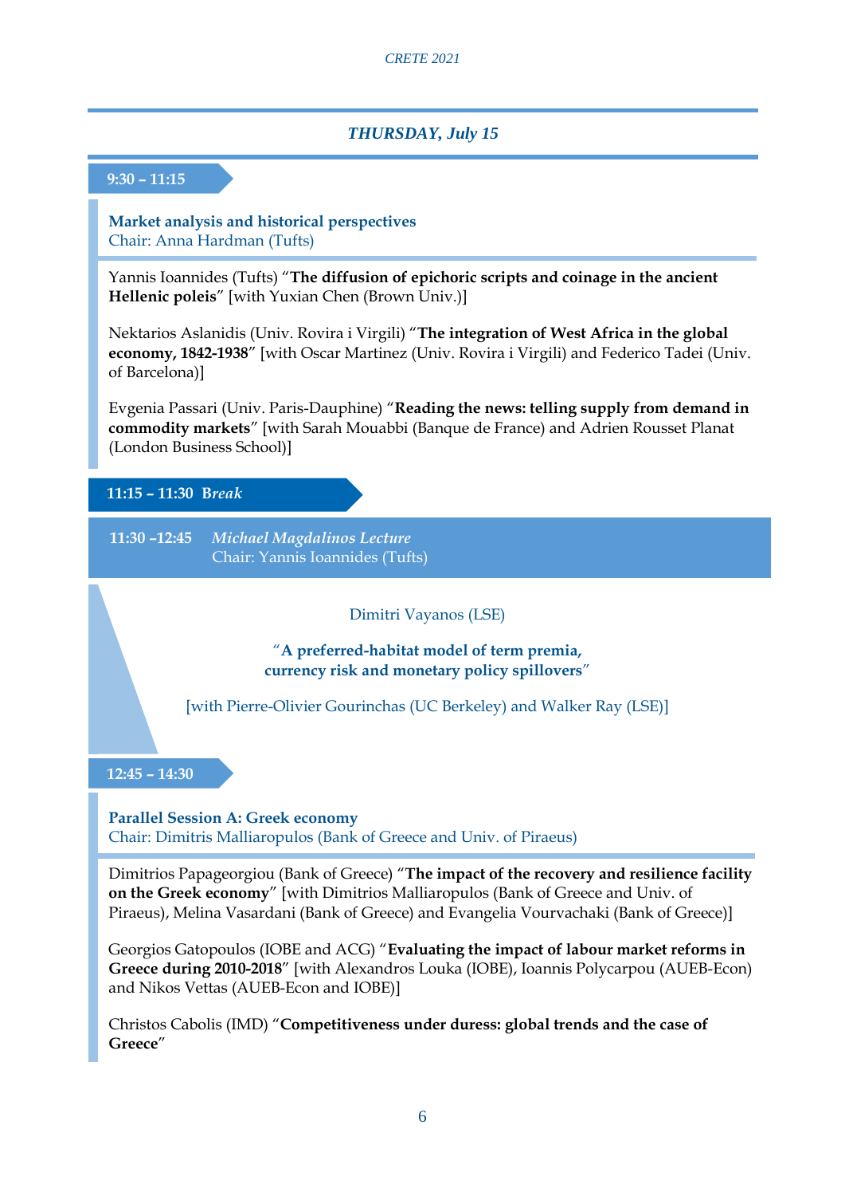## *THURSDAY, July 15*

**9:30 – 11:15**

**Market analysis and historical perspectives**
Chair: Anna Hardman (Tufts)

Yannis Ioannides (Tufts) "**The diffusion of epichoric scripts and coinage in the ancient Hellenic poleis**" [with Yuxian Chen (Brown Univ.)]

Nektarios Aslanidis (Univ. Rovira i Virgili) "**The integration of West Africa in the global economy, 1842-1938**" [with Oscar Martinez (Univ. Rovira i Virgili) and Federico Tadei (Univ. of Barcelona)]

Evgenia Passari (Univ. Paris-Dauphine) "**Reading the news: telling supply from demand in commodity markets**" [with Sarah Mouabbi (Banque de France) and Adrien Rousset Planat (London Business School)]

**11:15 – 11:30 B*reak***

**11:30 –12:45** *Michael Magdalinos Lecture*
Chair: Yannis Ioannides (Tufts)

Dimitri Vayanos (LSE)

"**A preferred-habitat model of term premia, currency risk and monetary policy spillovers**"

[with Pierre-Olivier Gourinchas (UC Berkeley) and Walker Ray (LSE)]

**12:45 – 14:30**

**Parallel Session A: Greek economy**
Chair: Dimitris Malliaropulos (Bank of Greece and Univ. of Piraeus)

Dimitrios Papageorgiou (Bank of Greece) "**The impact of the recovery and resilience facility on the Greek economy**" [with Dimitrios Malliaropulos (Bank of Greece and Univ. of Piraeus), Melina Vasardani (Bank of Greece) and Evangelia Vourvachaki (Bank of Greece)]

Georgios Gatopoulos (IOBE and ACG) "**Evaluating the impact of labour market reforms in Greece during 2010-2018**" [with Alexandros Louka (IOBE), Ioannis Polycarpou (AUEB-Econ) and Nikos Vettas (AUEB-Econ and IOBE)]

Christos Cabolis (IMD) "**Competitiveness under duress: global trends and the case of Greece**"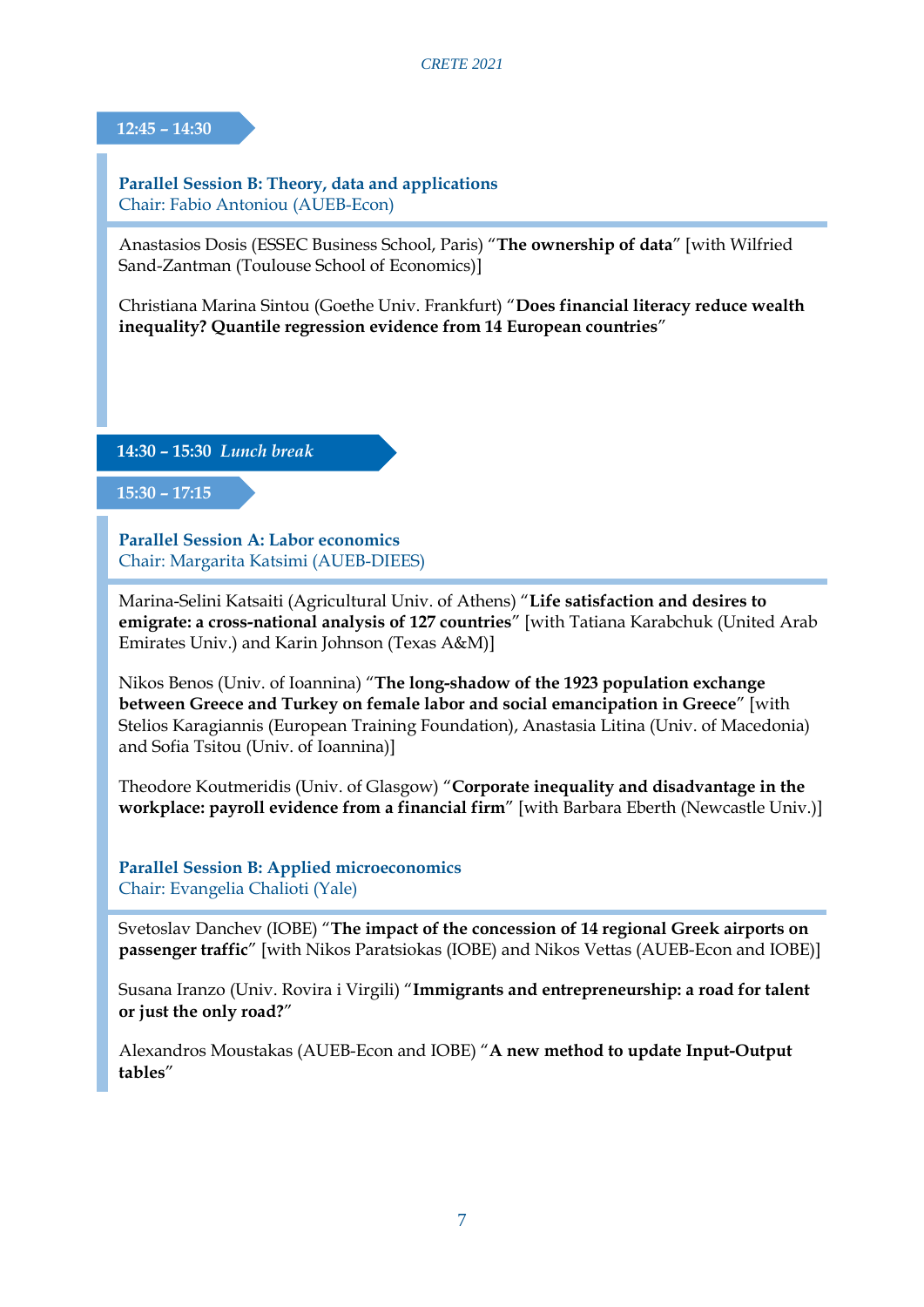**12:45 – 14:30**

### Parallel Session B: Theory, data and applications

Chair: Fabio Antoniou (AUEB-Econ)

Anastasios Dosis (ESSEC Business School, Paris) "**The ownership of data**" [with Wilfried Sand-Zantman (Toulouse School of Economics)]

Christiana Marina Sintou (Goethe Univ. Frankfurt) "**Does financial literacy reduce wealth inequality? Quantile regression evidence from 14 European countries**"

**14:30 – 15:30** *Lunch break*

**15:30 – 17:15**

### Parallel Session A: Labor economics

Chair: Margarita Katsimi (AUEB-DIEES)

Marina-Selini Katsaiti (Agricultural Univ. of Athens) "**Life satisfaction and desires to emigrate: a cross-national analysis of 127 countries**" [with Tatiana Karabchuk (United Arab Emirates Univ.) and Karin Johnson (Texas A&M)]

Nikos Benos (Univ. of Ioannina) "**The long-shadow of the 1923 population exchange between Greece and Turkey on female labor and social emancipation in Greece**" [with Stelios Karagiannis (European Training Foundation), Anastasia Litina (Univ. of Macedonia) and Sofia Tsitou (Univ. of Ioannina)]

Theodore Koutmeridis (Univ. of Glasgow) "**Corporate inequality and disadvantage in the workplace: payroll evidence from a financial firm**" [with Barbara Eberth (Newcastle Univ.)]

### Parallel Session B: Applied microeconomics

Chair: Evangelia Chalioti (Yale)

Svetoslav Danchev (IOBE) "**The impact of the concession of 14 regional Greek airports on passenger traffic**" [with Nikos Paratsiokas (IOBE) and Nikos Vettas (AUEB-Econ and IOBE)]

Susana Iranzo (Univ. Rovira i Virgili) "**Immigrants and entrepreneurship: a road for talent or just the only road?**"

Alexandros Moustakas (AUEB-Econ and IOBE) "**A new method to update Input-Output tables**"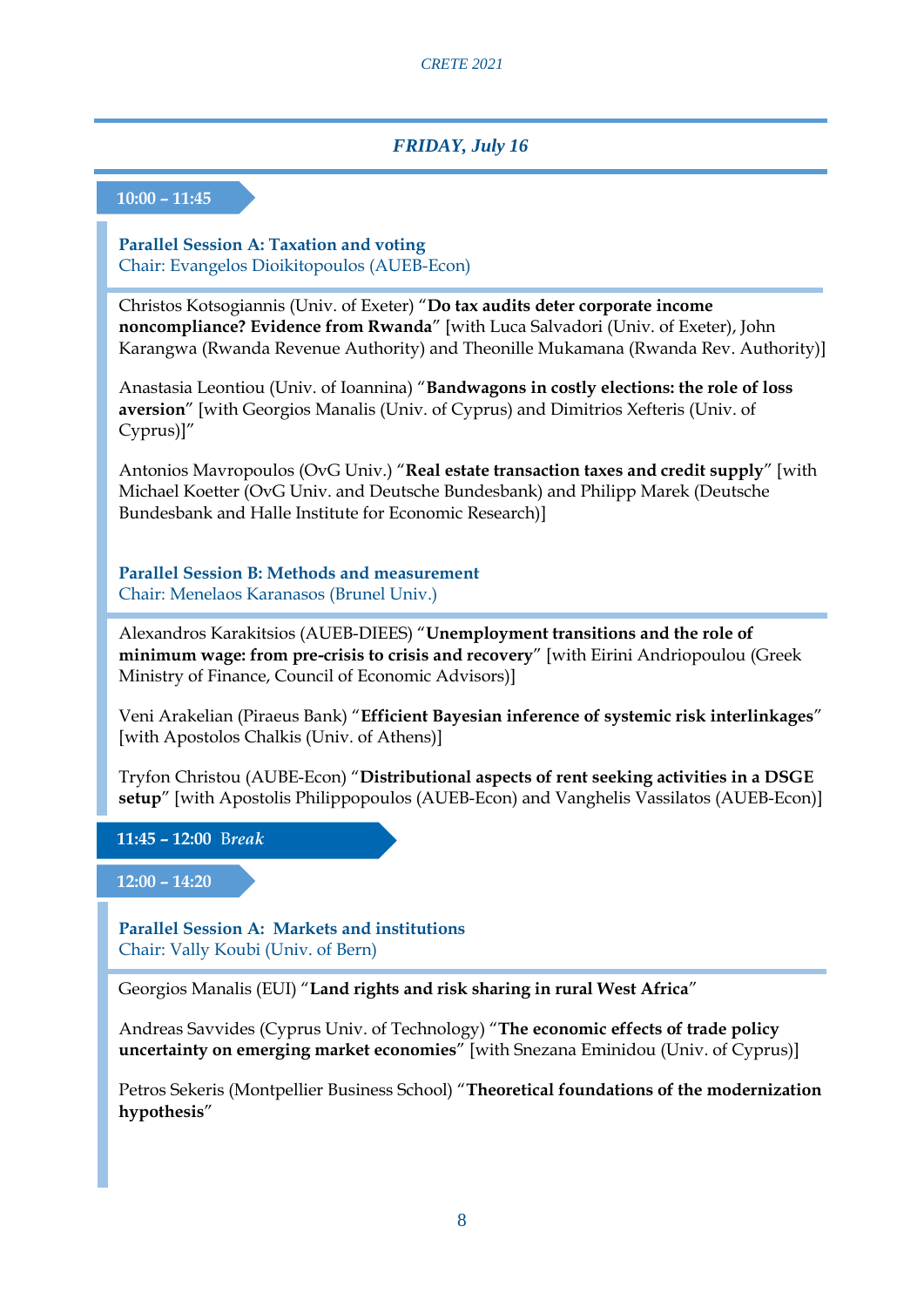## FRIDAY, July 16

### 10:00 – 11:45

**Parallel Session A: Taxation and voting**
Chair: Evangelos Dioikitopoulos (AUEB-Econ)

Christos Kotsogiannis (Univ. of Exeter) "**Do tax audits deter corporate income noncompliance? Evidence from Rwanda**" [with Luca Salvadori (Univ. of Exeter), John Karangwa (Rwanda Revenue Authority) and Theonille Mukamana (Rwanda Rev. Authority)]

Anastasia Leontiou (Univ. of Ioannina) "**Bandwagons in costly elections: the role of loss aversion**" [with Georgios Manalis (Univ. of Cyprus) and Dimitrios Xefteris (Univ. of Cyprus)]"

Antonios Mavropoulos (OvG Univ.) "**Real estate transaction taxes and credit supply**" [with Michael Koetter (OvG Univ. and Deutsche Bundesbank) and Philipp Marek (Deutsche Bundesbank and Halle Institute for Economic Research)]

**Parallel Session B: Methods and measurement**
Chair: Menelaos Karanasos (Brunel Univ.)

Alexandros Karakitsios (AUEB-DIEES) "**Unemployment transitions and the role of minimum wage: from pre-crisis to crisis and recovery**" [with Eirini Andriopoulou (Greek Ministry of Finance, Council of Economic Advisors)]

Veni Arakelian (Piraeus Bank) "**Efficient Bayesian inference of systemic risk interlinkages**" [with Apostolos Chalkis (Univ. of Athens)]

Tryfon Christou (AUBE-Econ) "**Distributional aspects of rent seeking activities in a DSGE setup**" [with Apostolis Philippopoulos (AUEB-Econ) and Vanghelis Vassilatos (AUEB-Econ)]

### 11:45 – 12:00 *Break*

### 12:00 – 14:20

**Parallel Session A: Markets and institutions**
Chair: Vally Koubi (Univ. of Bern)

Georgios Manalis (EUI) "**Land rights and risk sharing in rural West Africa**"

Andreas Savvides (Cyprus Univ. of Technology) "**The economic effects of trade policy uncertainty on emerging market economies**" [with Snezana Eminidou (Univ. of Cyprus)]

Petros Sekeris (Montpellier Business School) "**Theoretical foundations of the modernization hypothesis**"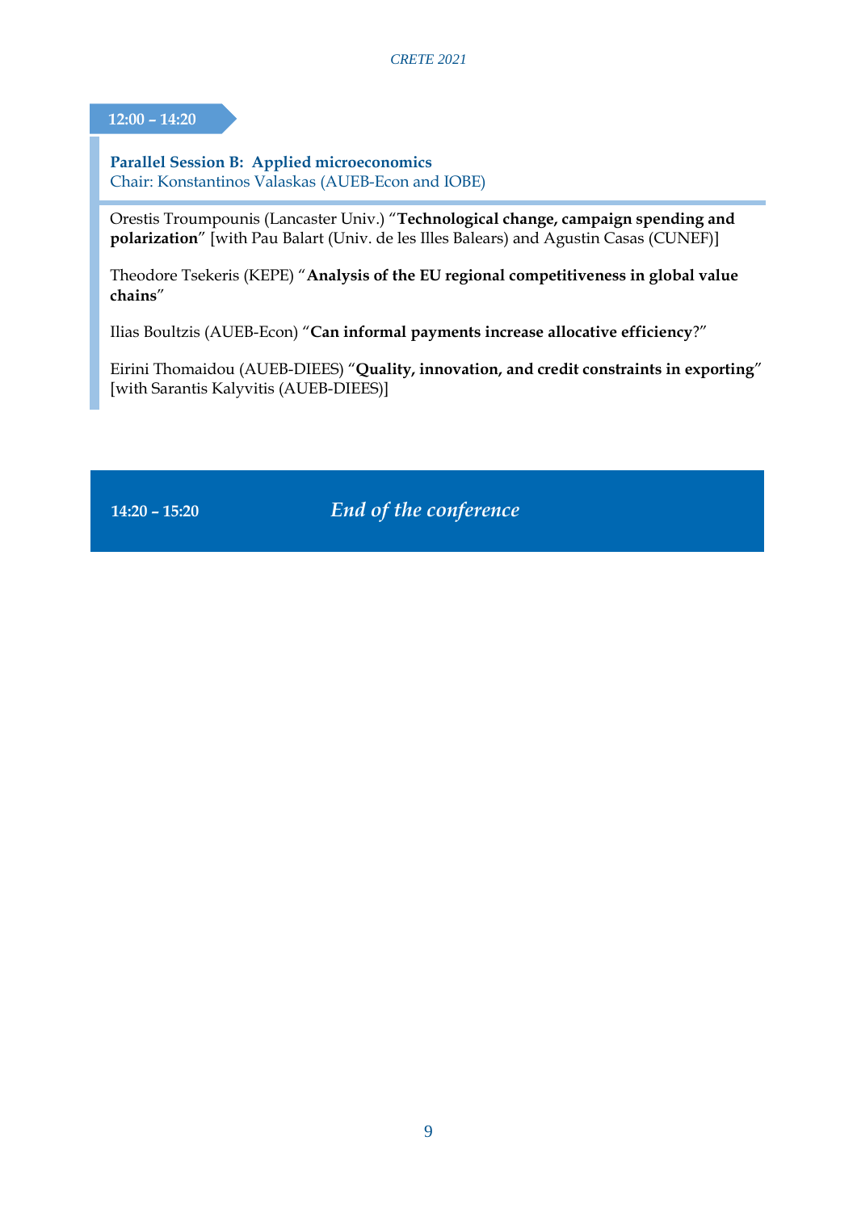**12:00 – 14:20**

**Parallel Session B: Applied microeconomics**
Chair: Konstantinos Valaskas (AUEB-Econ and IOBE)

Orestis Troumpounis (Lancaster Univ.) "**Technological change, campaign spending and polarization**" [with Pau Balart (Univ. de les Illes Balears) and Agustin Casas (CUNEF)]

Theodore Tsekeris (KEPE) "**Analysis of the EU regional competitiveness in global value chains**"

Ilias Boultzis (AUEB-Econ) "**Can informal payments increase allocative efficiency**?"

Eirini Thomaidou (AUEB-DIEES) "**Quality, innovation, and credit constraints in exporting**" [with Sarantis Kalyvitis (AUEB-DIEES)]

**14:20 – 15:20** *End of the conference*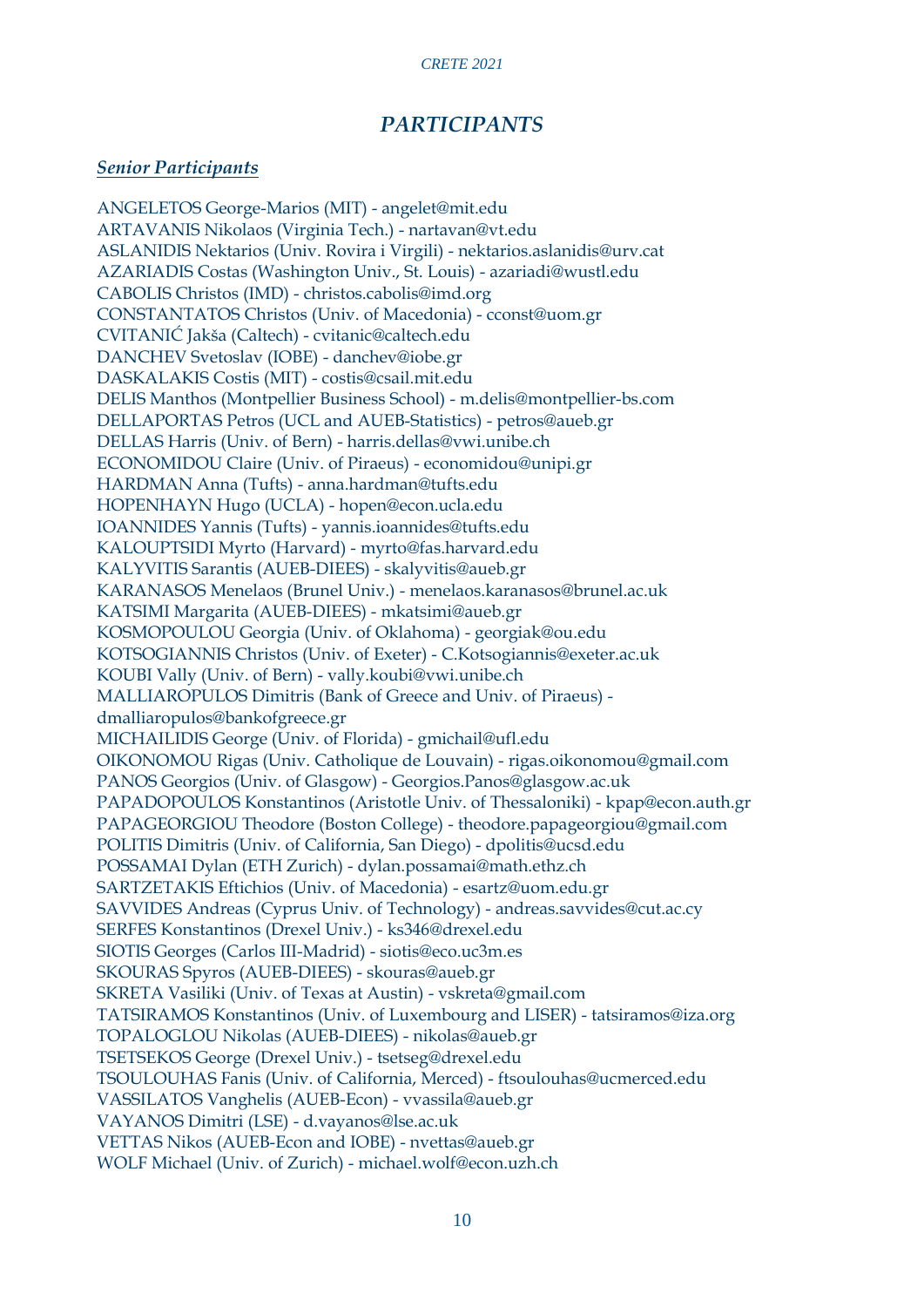# *PARTICIPANTS*

## ***Senior Participants***

ANGELETOS George-Marios (MIT) - angelet@mit.edu  
ARTAVANIS Nikolaos (Virginia Tech.) - nartavan@vt.edu  
ASLANIDIS Nektarios (Univ. Rovira i Virgili) - nektarios.aslanidis@urv.cat  
AZARIADIS Costas (Washington Univ., St. Louis) - azariadi@wustl.edu  
CABOLIS Christos (IMD) - christos.cabolis@imd.org  
CONSTANTATOS Christos (Univ. of Macedonia) - cconst@uom.gr  
CVITANIĆ Jakša (Caltech) - cvitanic@caltech.edu  
DANCHEV Svetoslav (IOBE) - danchev@iobe.gr  
DASKALAKIS Costis (MIT) - costis@csail.mit.edu  
DELIS Manthos (Montpellier Business School) - m.delis@montpellier-bs.com  
DELLAPORTAS Petros (UCL and AUEB-Statistics) - petros@aueb.gr  
DELLAS Harris (Univ. of Bern) - harris.dellas@vwi.unibe.ch  
ECONOMIDOU Claire (Univ. of Piraeus) - economidou@unipi.gr  
HARDMAN Anna (Tufts) - anna.hardman@tufts.edu  
HOPENHAYN Hugo (UCLA) - hopen@econ.ucla.edu  
IOANNIDES Yannis (Tufts) - yannis.ioannides@tufts.edu  
KALOUPTSIDI Myrto (Harvard) - myrto@fas.harvard.edu  
KALYVITIS Sarantis (AUEB-DIEES) - skalyvitis@aueb.gr  
KARANASOS Menelaos (Brunel Univ.) - menelaos.karanasos@brunel.ac.uk  
KATSIMI Margarita (AUEB-DIEES) - mkatsimi@aueb.gr  
KOSMOPOULOU Georgia (Univ. of Oklahoma) - georgiak@ou.edu  
KOTSOGIANNIS Christos (Univ. of Exeter) - C.Kotsogiannis@exeter.ac.uk  
KOUBI Vally (Univ. of Bern) - vally.koubi@vwi.unibe.ch  
MALLIAROPULOS Dimitris (Bank of Greece and Univ. of Piraeus) - dmalliaropulos@bankofgreece.gr  
MICHAILIDIS George (Univ. of Florida) - gmichail@ufl.edu  
OIKONOMOU Rigas (Univ. Catholique de Louvain) - rigas.oikonomou@gmail.com  
PANOS Georgios (Univ. of Glasgow) - Georgios.Panos@glasgow.ac.uk  
PAPADOPOULOS Konstantinos (Aristotle Univ. of Thessaloniki) - kpap@econ.auth.gr  
PAPAGEORGIOU Theodore (Boston College) - theodore.papageorgiou@gmail.com  
POLITIS Dimitris (Univ. of California, San Diego) - dpolitis@ucsd.edu  
POSSAMAI Dylan (ETH Zurich) - dylan.possamai@math.ethz.ch  
SARTZETAKIS Eftichios (Univ. of Macedonia) - esartz@uom.edu.gr  
SAVVIDES Andreas (Cyprus Univ. of Technology) - andreas.savvides@cut.ac.cy  
SERFES Konstantinos (Drexel Univ.) - ks346@drexel.edu  
SIOTIS Georges (Carlos III-Madrid) - siotis@eco.uc3m.es  
SKOURAS Spyros (AUEB-DIEES) - skouras@aueb.gr  
SKRETA Vasiliki (Univ. of Texas at Austin) - vskreta@gmail.com  
TATSIRAMOS Konstantinos (Univ. of Luxembourg and LISER) - tatsiramos@iza.org  
TOPALOGLOU Nikolas (AUEB-DIEES) - nikolas@aueb.gr  
TSETSEKOS George (Drexel Univ.) - tsetseg@drexel.edu  
TSOULOUHAS Fanis (Univ. of California, Merced) - ftsoulouhas@ucmerced.edu  
VASSILATOS Vanghelis (AUEB-Econ) - vvassila@aueb.gr  
VAYANOS Dimitri (LSE) - d.vayanos@lse.ac.uk  
VETTAS Nikos (AUEB-Econ and IOBE) - nvettas@aueb.gr  
WOLF Michael (Univ. of Zurich) - michael.wolf@econ.uzh.ch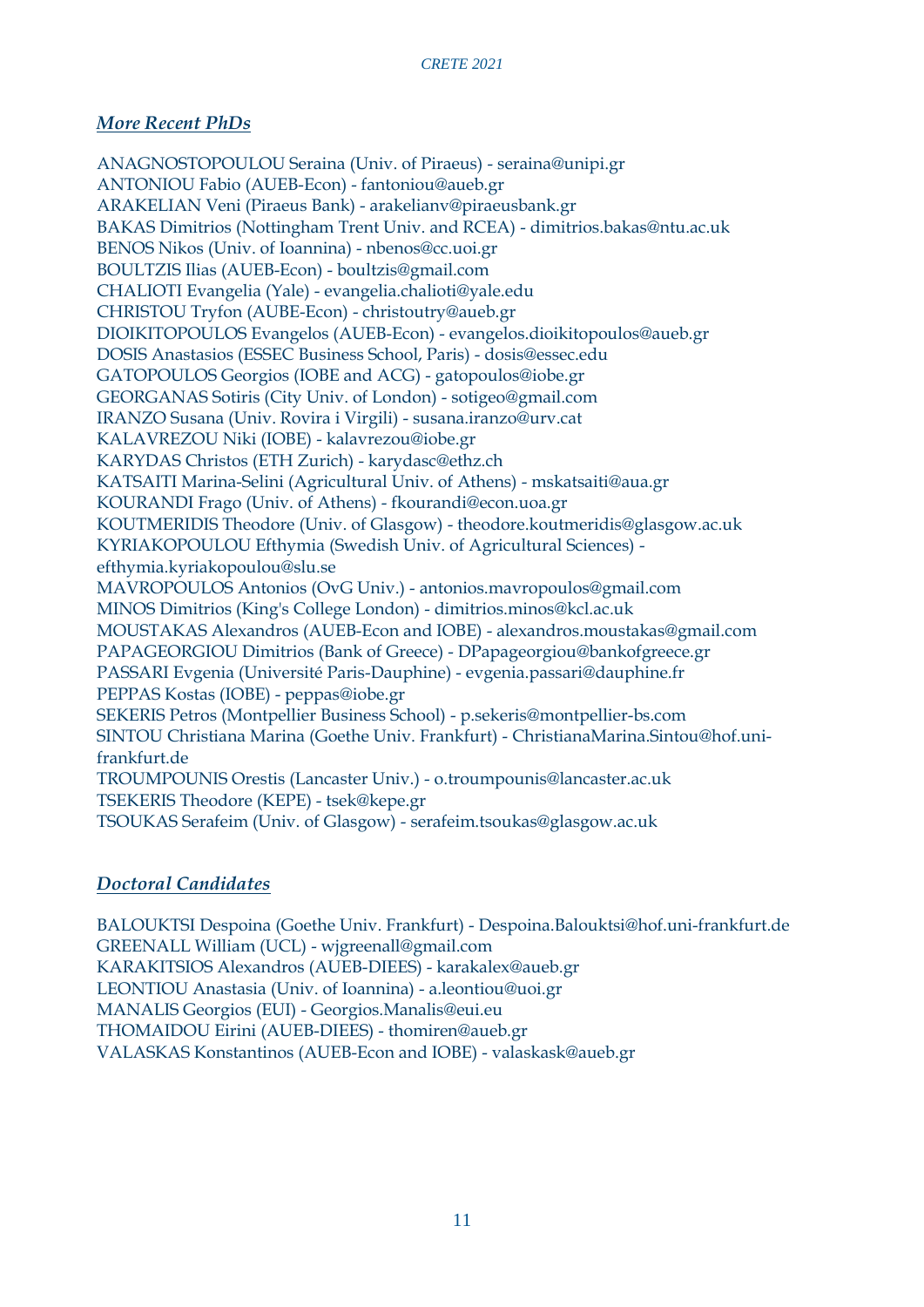## *More Recent PhDs*

ANAGNOSTOPOULOU Seraina (Univ. of Piraeus) - seraina@unipi.gr
ANTONIOU Fabio (AUEB-Econ) - fantoniou@aueb.gr
ARAKELIAN Veni (Piraeus Bank) - arakelianv@piraeusbank.gr
BAKAS Dimitrios (Nottingham Trent Univ. and RCEA) - dimitrios.bakas@ntu.ac.uk
BENOS Nikos (Univ. of Ioannina) - nbenos@cc.uoi.gr
BOULTZIS Ilias (AUEB-Econ) - boultzis@gmail.com
CHALIOTI Evangelia (Yale) - evangelia.chalioti@yale.edu
CHRISTOU Tryfon (AUBE-Econ) - christoutry@aueb.gr
DIOIKITOPOULOS Evangelos (AUEB-Econ) - evangelos.dioikitopoulos@aueb.gr
DOSIS Anastasios (ESSEC Business School, Paris) - dosis@essec.edu
GATOPOULOS Georgios (IOBE and ACG) - gatopoulos@iobe.gr
GEORGANAS Sotiris (City Univ. of London) - sotigeo@gmail.com
IRANZO Susana (Univ. Rovira i Virgili) - susana.iranzo@urv.cat
KALAVREZOU Niki (IOBE) - kalavrezou@iobe.gr
KARYDAS Christos (ETH Zurich) - karydasc@ethz.ch
KATSAITI Marina-Selini (Agricultural Univ. of Athens) - mskatsaiti@aua.gr
KOURANDI Frago (Univ. of Athens) - fkourandi@econ.uoa.gr
KOUTMERIDIS Theodore (Univ. of Glasgow) - theodore.koutmeridis@glasgow.ac.uk
KYRIAKOPOULOU Efthymia (Swedish Univ. of Agricultural Sciences) - efthymia.kyriakopoulou@slu.se
MAVROPOULOS Antonios (OvG Univ.) - antonios.mavropoulos@gmail.com
MINOS Dimitrios (King's College London) - dimitrios.minos@kcl.ac.uk
MOUSTAKAS Alexandros (AUEB-Econ and IOBE) - alexandros.moustakas@gmail.com
PAPAGEORGIOU Dimitrios (Bank of Greece) - DPapageorgiou@bankofgreece.gr
PASSARI Evgenia (Université Paris-Dauphine) - evgenia.passari@dauphine.fr
PEPPAS Kostas (IOBE) - peppas@iobe.gr
SEKERIS Petros (Montpellier Business School) - p.sekeris@montpellier-bs.com
SINTOU Christiana Marina (Goethe Univ. Frankfurt) - ChristianaMarina.Sintou@hof.uni-frankfurt.de
TROUMPOUNIS Orestis (Lancaster Univ.) - o.troumpounis@lancaster.ac.uk
TSEKERIS Theodore (KEPE) - tsek@kepe.gr
TSOUKAS Serafeim (Univ. of Glasgow) - serafeim.tsoukas@glasgow.ac.uk

## *Doctoral Candidates*

BALOUKTSI Despoina (Goethe Univ. Frankfurt) - Despoina.Balouktsi@hof.uni-frankfurt.de
GREENALL William (UCL) - wjgreenall@gmail.com
KARAKITSIOS Alexandros (AUEB-DIEES) - karakalex@aueb.gr
LEONTIOU Anastasia (Univ. of Ioannina) - a.leontiou@uoi.gr
MANALIS Georgios (EUI) - Georgios.Manalis@eui.eu
THOMAIDOU Eirini (AUEB-DIEES) - thomiren@aueb.gr
VALASKAS Konstantinos (AUEB-Econ and IOBE) - valaskask@aueb.gr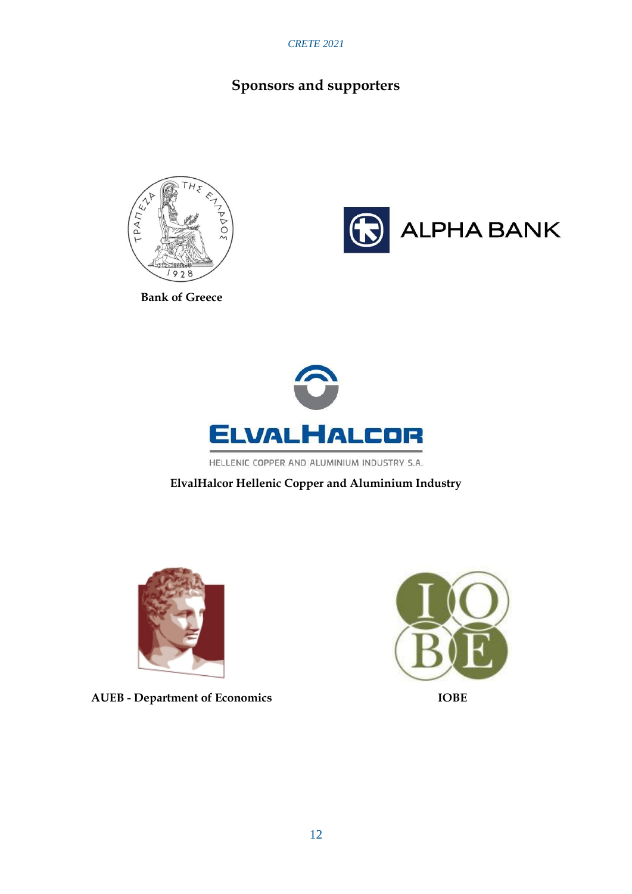## Sponsors and supporters

**Bank of Greece**

ALPHA BANK

ELVALHALCOR

HELLENIC COPPER AND ALUMINIUM INDUSTRY S.A.

**ElvalHalcor Hellenic Copper and Aluminium Industry**

**AUEB - Department of Economics**

**IOBE**